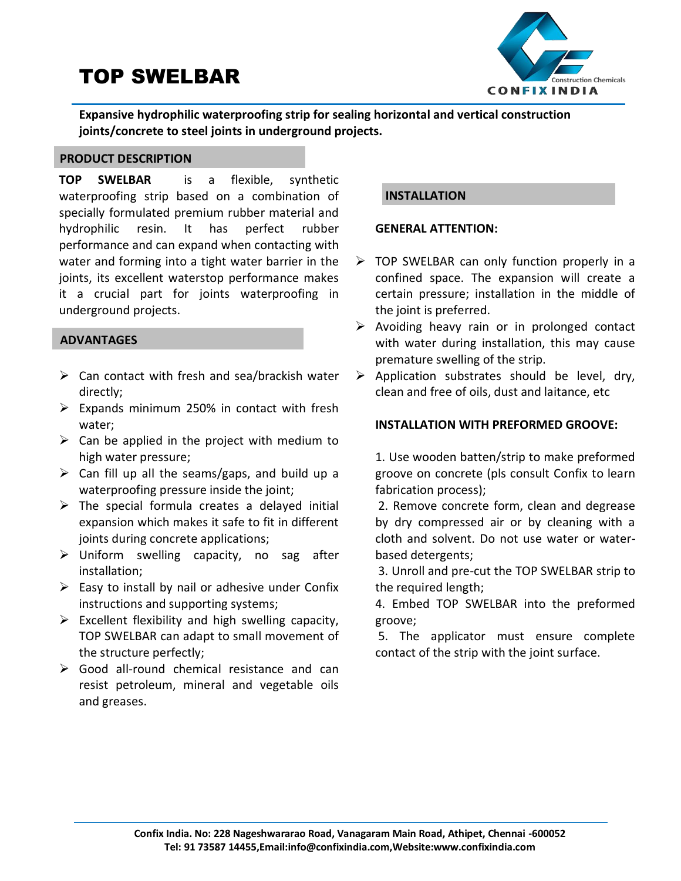# TOP SWELBAR

**Expansive hydrophilic waterproofing strip for sealing horizontal and vertical construction joints/concrete to steel joints in underground projects.**

## PRODUCT DESCRIPTION

**TOP SWELBAR** is a flexible, synthetic waterproofing strip based on a combination of specially formulated premium rubber material and hydrophilic resin. It has perfect rubber performance and can expand when contacting with water and forming into a tight water barrier in the joints, its excellent waterstop performance makes it a crucial part for joints waterproofing in underground projects.

## ADVANTAGES

- Can contact with fresh and sea/brackish water directly;
- Expands minimum 250% in contact with fresh water;
- Can be applied in the project with medium to high water pressure;
- Can fill up all the seams/gaps, and build up a waterproofing pressure inside the joint;
- The special formula creates a delayed initial expansion which makes it safe to fit in different joints during concrete applications;
- Uniform swelling capacity, no sag after installation;
- Easy to install by nail or adhesive under Confix instructions and supporting systems;
- Excellent flexibility and high swelling capacity, TOP SWELBAR can adapt to small movement of the structure perfectly;
- Good all-round chemical resistance and can resist petroleum, mineral and vegetable oils and greases.

## INSTALLATION

**GENERAL ATTENTION:**

- TOP SWELBAR can only function properly in a confined space. The expansion will create a certain pressure; installation in the middle of the joint is preferred.
- Avoiding heavy rain or in prolonged contact with water during installation, this may cause premature swelling of the strip.
- Application substrates should be level, dry, clean and free of oils, dust and laitance, etc

**INSTALLATION WITH PREFORMED GROOVE:**

1. Use wooden batten/strip to make preformed groove on concrete (pls consult Confix to learn fabrication process);
2. Remove concrete form, clean and degrease by dry compressed air or by cleaning with a cloth and solvent. Do not use water or water-based detergents;
3. Unroll and pre-cut the TOP SWELBAR strip to the required length;
4. Embed TOP SWELBAR into the preformed groove;
5. The applicator must ensure complete contact of the strip with the joint surface.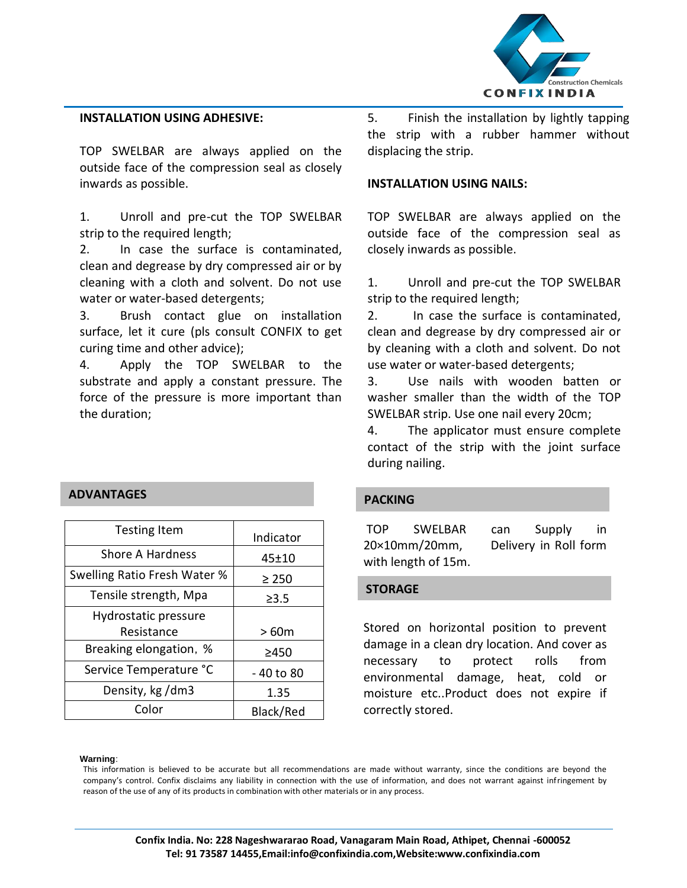**INSTALLATION USING ADHESIVE:**

TOP SWELBAR are always applied on the outside face of the compression seal as closely inwards as possible.

1. Unroll and pre-cut the TOP SWELBAR strip to the required length;
2. In case the surface is contaminated, clean and degrease by dry compressed air or by cleaning with a cloth and solvent. Do not use water or water-based detergents;
3. Brush contact glue on installation surface, let it cure (pls consult CONFIX to get curing time and other advice);
4. Apply the TOP SWELBAR to the substrate and apply a constant pressure. The force of the pressure is more important than the duration;
5. Finish the installation by lightly tapping the strip with a rubber hammer without displacing the strip.

**INSTALLATION USING NAILS:**

TOP SWELBAR are always applied on the outside face of the compression seal as closely inwards as possible.

1. Unroll and pre-cut the TOP SWELBAR strip to the required length;
2. In case the surface is contaminated, clean and degrease by dry compressed air or by cleaning with a cloth and solvent. Do not use water or water-based detergents;
3. Use nails with wooden batten or washer smaller than the width of the TOP SWELBAR strip. Use one nail every 20cm;
4. The applicator must ensure complete contact of the strip with the joint surface during nailing.

## ADVANTAGES

| Testing Item | Indicator |
|---|---|
| Shore A Hardness | 45±10 |
| Swelling Ratio Fresh Water % | ≥ 250 |
| Tensile strength, Mpa | ≥3.5 |
| Hydrostatic pressure Resistance | > 60m |
| Breaking elongation, % | ≥450 |
| Service Temperature °C | - 40 to 80 |
| Density, kg /dm3 | 1.35 |
| Color | Black/Red |

## PACKING

TOP SWELBAR can Supply in 20×10mm/20mm, Delivery in Roll form with length of 15m.

## STORAGE

Stored on horizontal position to prevent damage in a clean dry location. And cover as necessary to protect rolls from environmental damage, heat, cold or moisture etc..Product does not expire if correctly stored.

**Warning**:

This information is believed to be accurate but all recommendations are made without warranty, since the conditions are beyond the company's control. Confix disclaims any liability in connection with the use of information, and does not warrant against infringement by reason of the use of any of its products in combination with other materials or in any process.

**Confix India. No: 228 Nageshwararao Road, Vanagaram Main Road, Athipet, Chennai -600052**
**Tel: 91 73587 14455,Email:info@confixindia.com,Website:www.confixindia.com**